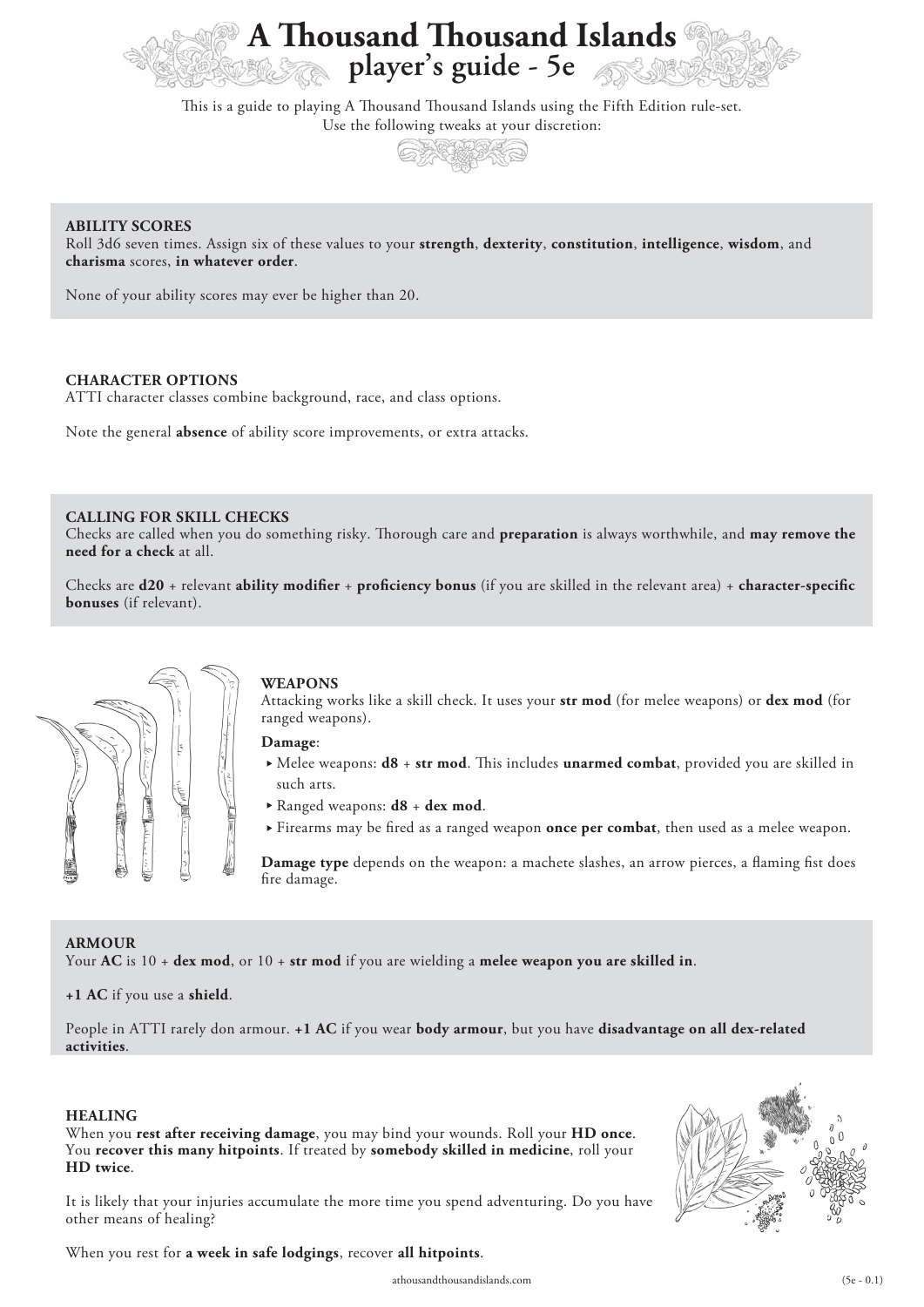# A Thousand Thousand Islands
## player's guide - 5e

This is a guide to playing A Thousand Thousand Islands using the Fifth Edition rule-set.
Use the following tweaks at your discretion:

### ABILITY SCORES

Roll 3d6 seven times. Assign six of these values to your **strength**, **dexterity**, **constitution**, **intelligence**, **wisdom**, and **charisma** scores, **in whatever order**.

None of your ability scores may ever be higher than 20.

### CHARACTER OPTIONS

ATTI character classes combine background, race, and class options.

Note the general **absence** of ability score improvements, or extra attacks.

### CALLING FOR SKILL CHECKS

Checks are called when you do something risky. Thorough care and **preparation** is always worthwhile, and **may remove the need for a check** at all.

Checks are **d20** + relevant **ability modifier** + **proficiency bonus** (if you are skilled in the relevant area) + **character-specific bonuses** (if relevant).

### WEAPONS

Attacking works like a skill check. It uses your **str mod** (for melee weapons) or **dex mod** (for ranged weapons).

**Damage**:

- Melee weapons: **d8** + **str mod**. This includes **unarmed combat**, provided you are skilled in such arts.
- Ranged weapons: **d8** + **dex mod**.
- Firearms may be fired as a ranged weapon **once per combat**, then used as a melee weapon.

**Damage type** depends on the weapon: a machete slashes, an arrow pierces, a flaming fist does fire damage.

### ARMOUR

Your **AC** is 10 + **dex mod**, or 10 + **str mod** if you are wielding a **melee weapon you are skilled in**.

**+1 AC** if you use a **shield**.

People in ATTI rarely don armour. **+1 AC** if you wear **body armour**, but you have **disadvantage on all dex-related activities**.

### HEALING

When you **rest after receiving damage**, you may bind your wounds. Roll your **HD once**. You **recover this many hitpoints**. If treated by **somebody skilled in medicine**, roll your **HD twice**.

It is likely that your injuries accumulate the more time you spend adventuring. Do you have other means of healing?

When you rest for **a week in safe lodgings**, recover **all hitpoints**.

athousandthousandislands.com (5e - 0.1)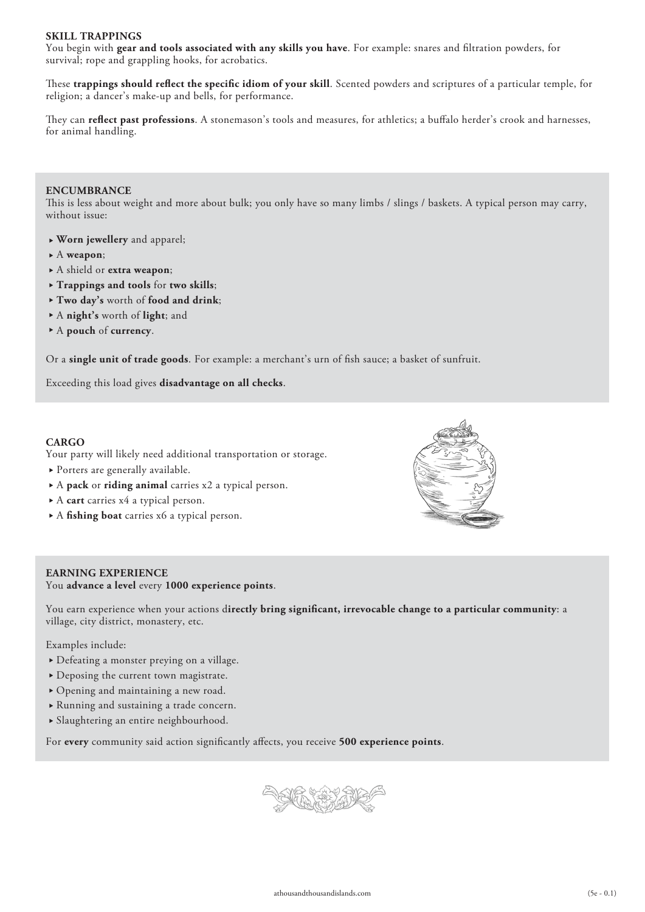## SKILL TRAPPINGS

You begin with **gear and tools associated with any skills you have**. For example: snares and filtration powders, for survival; rope and grappling hooks, for acrobatics.

These **trappings should reflect the specific idiom of your skill**. Scented powders and scriptures of a particular temple, for religion; a dancer's make-up and bells, for performance.

They can **reflect past professions**. A stonemason's tools and measures, for athletics; a buffalo herder's crook and harnesses, for animal handling.

## ENCUMBRANCE

This is less about weight and more about bulk; you only have so many limbs / slings / baskets. A typical person may carry, without issue:

- **Worn jewellery** and apparel;
- A **weapon**;
- A shield or **extra weapon**;
- **Trappings and tools** for **two skills**;
- **Two day's** worth of **food and drink**;
- A **night's** worth of **light**; and
- A **pouch** of **currency**.

Or a **single unit of trade goods**. For example: a merchant's urn of fish sauce; a basket of sunfruit.

Exceeding this load gives **disadvantage on all checks**.

## CARGO

Your party will likely need additional transportation or storage.

- Porters are generally available.
- A **pack** or **riding animal** carries x2 a typical person.
- A **cart** carries x4 a typical person.
- A **fishing boat** carries x6 a typical person.

## EARNING EXPERIENCE

You **advance a level** every **1000 experience points**.

You earn experience when your actions d**irectly bring significant, irrevocable change to a particular community**: a village, city district, monastery, etc.

Examples include:

- Defeating a monster preying on a village.
- Deposing the current town magistrate.
- Opening and maintaining a new road.
- Running and sustaining a trade concern.
- Slaughtering an entire neighbourhood.

For **every** community said action significantly affects, you receive **500 experience points**.